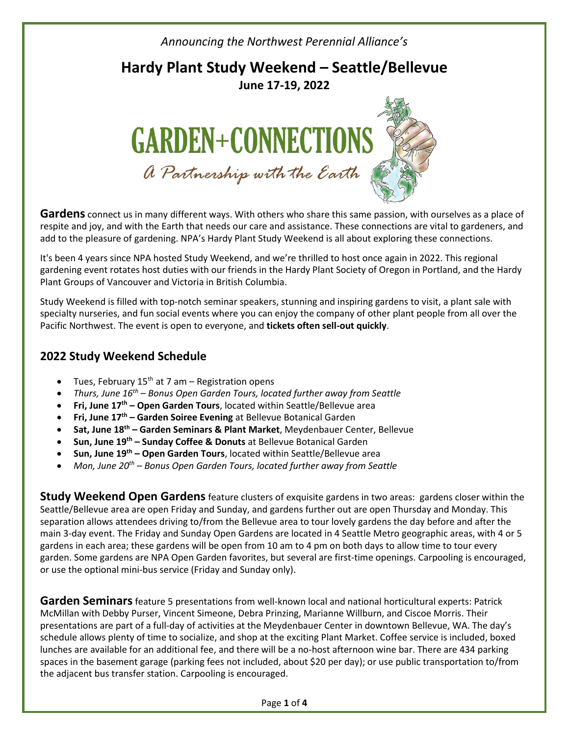*Announcing the Northwest Perennial Alliance's*

# Hardy Plant Study Weekend – Seattle/Bellevue

**June 17-19, 2022**

GARDEN+CONNECTIONS

*A Partnership with the Earth*

**Gardens** connect us in many different ways. With others who share this same passion, with ourselves as a place of respite and joy, and with the Earth that needs our care and assistance. These connections are vital to gardeners, and add to the pleasure of gardening. NPA's Hardy Plant Study Weekend is all about exploring these connections.

It's been 4 years since NPA hosted Study Weekend, and we're thrilled to host once again in 2022. This regional gardening event rotates host duties with our friends in the Hardy Plant Society of Oregon in Portland, and the Hardy Plant Groups of Vancouver and Victoria in British Columbia.

Study Weekend is filled with top-notch seminar speakers, stunning and inspiring gardens to visit, a plant sale with specialty nurseries, and fun social events where you can enjoy the company of other plant people from all over the Pacific Northwest. The event is open to everyone, and **tickets often sell-out quickly**.

## 2022 Study Weekend Schedule

- Tues, February 15th at 7 am – Registration opens
- *Thurs, June 16th – Bonus Open Garden Tours, located further away from Seattle*
- **Fri, June 17th – Open Garden Tours**, located within Seattle/Bellevue area
- **Fri, June 17th – Garden Soiree Evening** at Bellevue Botanical Garden
- **Sat, June 18th – Garden Seminars & Plant Market**, Meydenbauer Center, Bellevue
- **Sun, June 19th – Sunday Coffee & Donuts** at Bellevue Botanical Garden
- **Sun, June 19th – Open Garden Tours**, located within Seattle/Bellevue area
- *Mon, June 20th – Bonus Open Garden Tours, located further away from Seattle*

**Study Weekend Open Gardens** feature clusters of exquisite gardens in two areas: gardens closer within the Seattle/Bellevue area are open Friday and Sunday, and gardens further out are open Thursday and Monday. This separation allows attendees driving to/from the Bellevue area to tour lovely gardens the day before and after the main 3-day event. The Friday and Sunday Open Gardens are located in 4 Seattle Metro geographic areas, with 4 or 5 gardens in each area; these gardens will be open from 10 am to 4 pm on both days to allow time to tour every garden. Some gardens are NPA Open Garden favorites, but several are first-time openings. Carpooling is encouraged, or use the optional mini-bus service (Friday and Sunday only).

**Garden Seminars** feature 5 presentations from well-known local and national horticultural experts: Patrick McMillan with Debby Purser, Vincent Simeone, Debra Prinzing, Marianne Willburn, and Ciscoe Morris. Their presentations are part of a full-day of activities at the Meydenbauer Center in downtown Bellevue, WA. The day's schedule allows plenty of time to socialize, and shop at the exciting Plant Market. Coffee service is included, boxed lunches are available for an additional fee, and there will be a no-host afternoon wine bar. There are 434 parking spaces in the basement garage (parking fees not included, about $20 per day); or use public transportation to/from the adjacent bus transfer station. Carpooling is encouraged.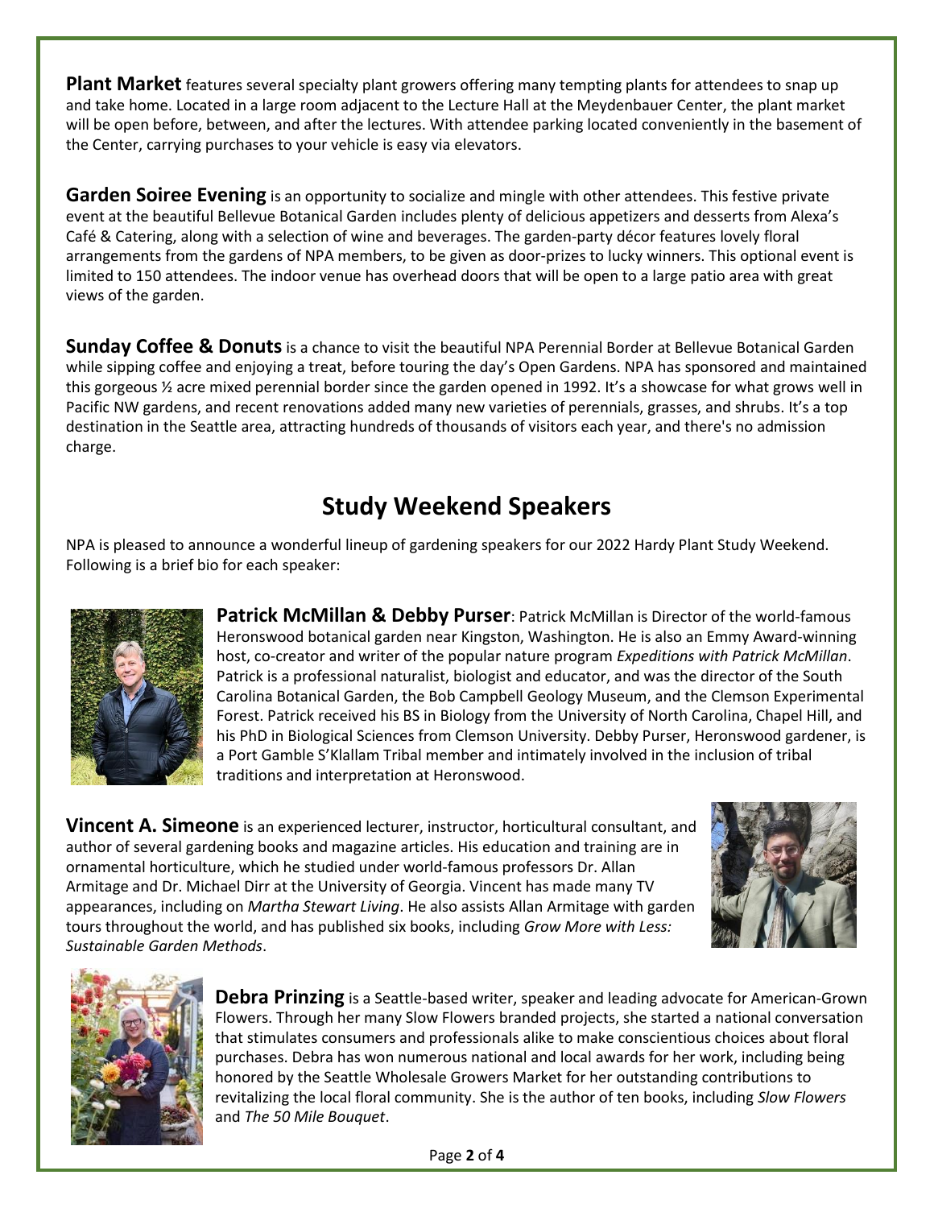**Plant Market** features several specialty plant growers offering many tempting plants for attendees to snap up and take home. Located in a large room adjacent to the Lecture Hall at the Meydenbauer Center, the plant market will be open before, between, and after the lectures. With attendee parking located conveniently in the basement of the Center, carrying purchases to your vehicle is easy via elevators.

**Garden Soiree Evening** is an opportunity to socialize and mingle with other attendees. This festive private event at the beautiful Bellevue Botanical Garden includes plenty of delicious appetizers and desserts from Alexa's Café & Catering, along with a selection of wine and beverages. The garden-party décor features lovely floral arrangements from the gardens of NPA members, to be given as door-prizes to lucky winners. This optional event is limited to 150 attendees. The indoor venue has overhead doors that will be open to a large patio area with great views of the garden.

**Sunday Coffee & Donuts** is a chance to visit the beautiful NPA Perennial Border at Bellevue Botanical Garden while sipping coffee and enjoying a treat, before touring the day's Open Gardens. NPA has sponsored and maintained this gorgeous ½ acre mixed perennial border since the garden opened in 1992. It's a showcase for what grows well in Pacific NW gardens, and recent renovations added many new varieties of perennials, grasses, and shrubs. It's a top destination in the Seattle area, attracting hundreds of thousands of visitors each year, and there's no admission charge.

## Study Weekend Speakers

NPA is pleased to announce a wonderful lineup of gardening speakers for our 2022 Hardy Plant Study Weekend. Following is a brief bio for each speaker:

**Patrick McMillan & Debby Purser**: Patrick McMillan is Director of the world-famous Heronswood botanical garden near Kingston, Washington. He is also an Emmy Award-winning host, co-creator and writer of the popular nature program *Expeditions with Patrick McMillan*. Patrick is a professional naturalist, biologist and educator, and was the director of the South Carolina Botanical Garden, the Bob Campbell Geology Museum, and the Clemson Experimental Forest. Patrick received his BS in Biology from the University of North Carolina, Chapel Hill, and his PhD in Biological Sciences from Clemson University. Debby Purser, Heronswood gardener, is a Port Gamble S'Klallam Tribal member and intimately involved in the inclusion of tribal traditions and interpretation at Heronswood.

**Vincent A. Simeone** is an experienced lecturer, instructor, horticultural consultant, and author of several gardening books and magazine articles. His education and training are in ornamental horticulture, which he studied under world-famous professors Dr. Allan Armitage and Dr. Michael Dirr at the University of Georgia. Vincent has made many TV appearances, including on *Martha Stewart Living*. He also assists Allan Armitage with garden tours throughout the world, and has published six books, including *Grow More with Less: Sustainable Garden Methods*.

**Debra Prinzing** is a Seattle-based writer, speaker and leading advocate for American-Grown Flowers. Through her many Slow Flowers branded projects, she started a national conversation that stimulates consumers and professionals alike to make conscientious choices about floral purchases. Debra has won numerous national and local awards for her work, including being honored by the Seattle Wholesale Growers Market for her outstanding contributions to revitalizing the local floral community. She is the author of ten books, including *Slow Flowers* and *The 50 Mile Bouquet*.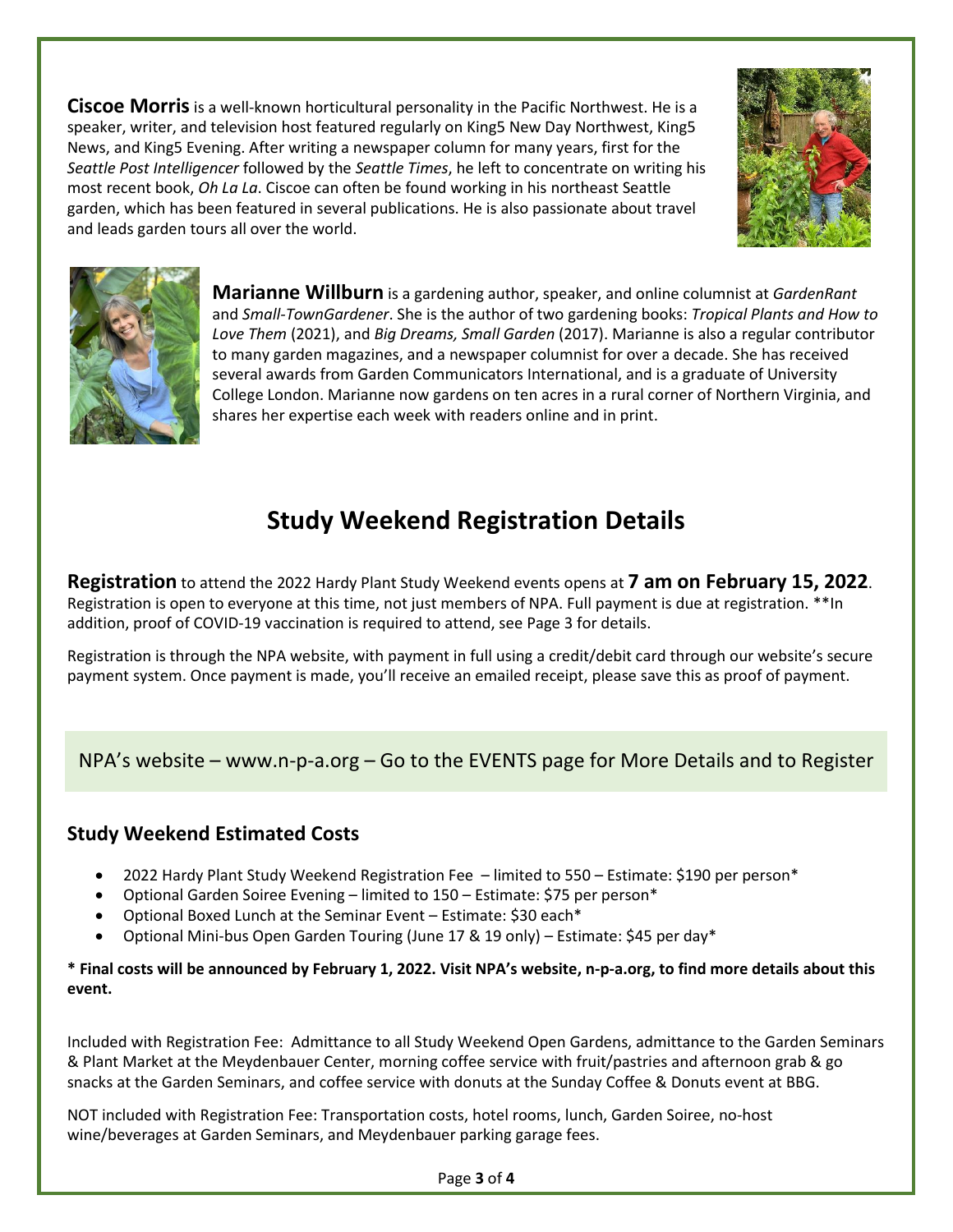**Ciscoe Morris** is a well-known horticultural personality in the Pacific Northwest. He is a speaker, writer, and television host featured regularly on King5 New Day Northwest, King5 News, and King5 Evening. After writing a newspaper column for many years, first for the *Seattle Post Intelligencer* followed by the *Seattle Times*, he left to concentrate on writing his most recent book, *Oh La La*. Ciscoe can often be found working in his northeast Seattle garden, which has been featured in several publications. He is also passionate about travel and leads garden tours all over the world.

**Marianne Willburn** is a gardening author, speaker, and online columnist at *GardenRant* and *Small-TownGardener*. She is the author of two gardening books: *Tropical Plants and How to Love Them* (2021), and *Big Dreams, Small Garden* (2017). Marianne is also a regular contributor to many garden magazines, and a newspaper columnist for over a decade. She has received several awards from Garden Communicators International, and is a graduate of University College London. Marianne now gardens on ten acres in a rural corner of Northern Virginia, and shares her expertise each week with readers online and in print.

# Study Weekend Registration Details

**Registration** to attend the 2022 Hardy Plant Study Weekend events opens at **7 am on February 15, 2022**. Registration is open to everyone at this time, not just members of NPA. Full payment is due at registration. **In addition, proof of COVID-19 vaccination is required to attend, see Page 3 for details.

Registration is through the NPA website, with payment in full using a credit/debit card through our website's secure payment system. Once payment is made, you'll receive an emailed receipt, please save this as proof of payment.

NPA's website – www.n-p-a.org – Go to the EVENTS page for More Details and to Register

## Study Weekend Estimated Costs

- 2022 Hardy Plant Study Weekend Registration Fee – limited to 550 – Estimate: $190 per person*
- Optional Garden Soiree Evening – limited to 150 – Estimate: $75 per person*
- Optional Boxed Lunch at the Seminar Event – Estimate: $30 each*
- Optional Mini-bus Open Garden Touring (June 17 & 19 only) – Estimate: $45 per day*

**\* Final costs will be announced by February 1, 2022. Visit NPA's website, n-p-a.org, to find more details about this event.**

Included with Registration Fee: Admittance to all Study Weekend Open Gardens, admittance to the Garden Seminars & Plant Market at the Meydenbauer Center, morning coffee service with fruit/pastries and afternoon grab & go snacks at the Garden Seminars, and coffee service with donuts at the Sunday Coffee & Donuts event at BBG.

NOT included with Registration Fee: Transportation costs, hotel rooms, lunch, Garden Soiree, no-host wine/beverages at Garden Seminars, and Meydenbauer parking garage fees.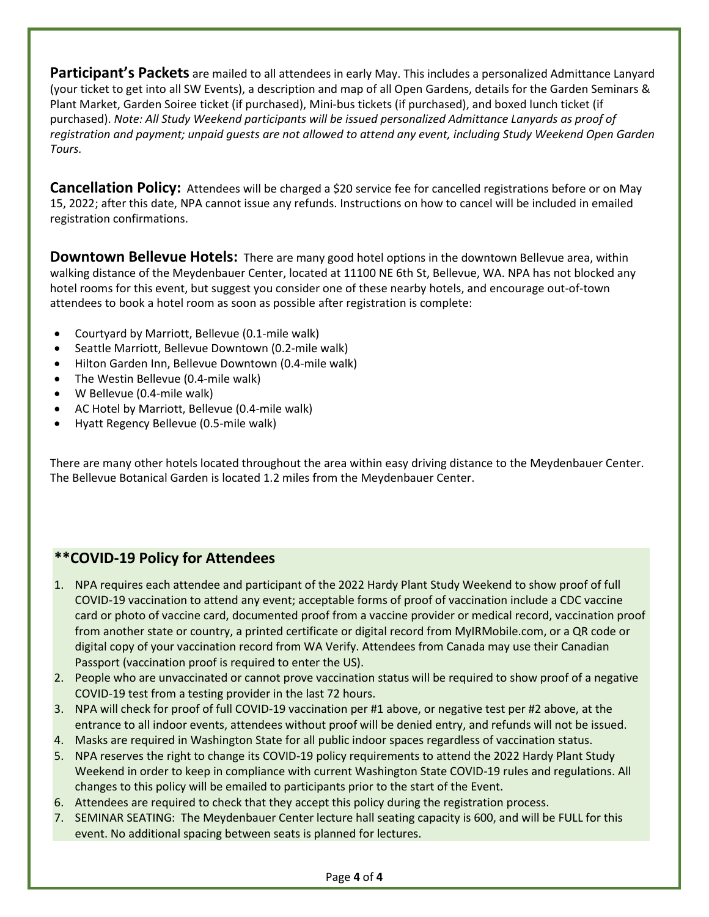**Participant's Packets** are mailed to all attendees in early May. This includes a personalized Admittance Lanyard (your ticket to get into all SW Events), a description and map of all Open Gardens, details for the Garden Seminars & Plant Market, Garden Soiree ticket (if purchased), Mini-bus tickets (if purchased), and boxed lunch ticket (if purchased). *Note: All Study Weekend participants will be issued personalized Admittance Lanyards as proof of registration and payment; unpaid guests are not allowed to attend any event, including Study Weekend Open Garden Tours.*

**Cancellation Policy:** Attendees will be charged a $20 service fee for cancelled registrations before or on May 15, 2022; after this date, NPA cannot issue any refunds. Instructions on how to cancel will be included in emailed registration confirmations.

**Downtown Bellevue Hotels:** There are many good hotel options in the downtown Bellevue area, within walking distance of the Meydenbauer Center, located at 11100 NE 6th St, Bellevue, WA. NPA has not blocked any hotel rooms for this event, but suggest you consider one of these nearby hotels, and encourage out-of-town attendees to book a hotel room as soon as possible after registration is complete:

- Courtyard by Marriott, Bellevue (0.1-mile walk)
- Seattle Marriott, Bellevue Downtown (0.2-mile walk)
- Hilton Garden Inn, Bellevue Downtown (0.4-mile walk)
- The Westin Bellevue (0.4-mile walk)
- W Bellevue (0.4-mile walk)
- AC Hotel by Marriott, Bellevue (0.4-mile walk)
- Hyatt Regency Bellevue (0.5-mile walk)

There are many other hotels located throughout the area within easy driving distance to the Meydenbauer Center. The Bellevue Botanical Garden is located 1.2 miles from the Meydenbauer Center.

## **COVID-19 Policy for Attendees

1. NPA requires each attendee and participant of the 2022 Hardy Plant Study Weekend to show proof of full COVID-19 vaccination to attend any event; acceptable forms of proof of vaccination include a CDC vaccine card or photo of vaccine card, documented proof from a vaccine provider or medical record, vaccination proof from another state or country, a printed certificate or digital record from MyIRMobile.com, or a QR code or digital copy of your vaccination record from WA Verify. Attendees from Canada may use their Canadian Passport (vaccination proof is required to enter the US).
2. People who are unvaccinated or cannot prove vaccination status will be required to show proof of a negative COVID-19 test from a testing provider in the last 72 hours.
3. NPA will check for proof of full COVID-19 vaccination per #1 above, or negative test per #2 above, at the entrance to all indoor events, attendees without proof will be denied entry, and refunds will not be issued.
4. Masks are required in Washington State for all public indoor spaces regardless of vaccination status.
5. NPA reserves the right to change its COVID-19 policy requirements to attend the 2022 Hardy Plant Study Weekend in order to keep in compliance with current Washington State COVID-19 rules and regulations. All changes to this policy will be emailed to participants prior to the start of the Event.
6. Attendees are required to check that they accept this policy during the registration process.
7. SEMINAR SEATING: The Meydenbauer Center lecture hall seating capacity is 600, and will be FULL for this event. No additional spacing between seats is planned for lectures.